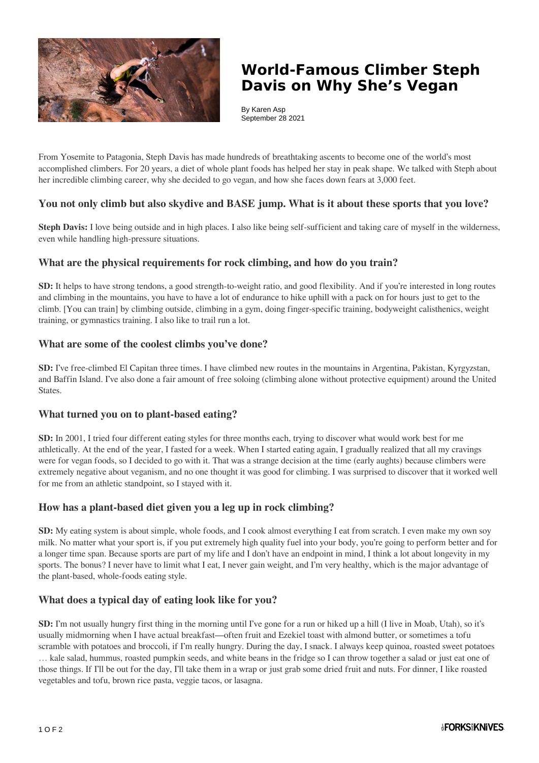# World-Famous Climber Steph Davis on Why She's Vegan

By Karen Asp
September 28 2021

From Yosemite to Patagonia, Steph Davis has made hundreds of breathtaking ascents to become one of the world's most accomplished climbers. For 20 years, a diet of whole plant foods has helped her stay in peak shape. We talked with Steph about her incredible climbing career, why she decided to go vegan, and how she faces down fears at 3,000 feet.

### You not only climb but also skydive and BASE jump. What is it about these sports that you love?

**Steph Davis:** I love being outside and in high places. I also like being self-sufficient and taking care of myself in the wilderness, even while handling high-pressure situations.

### What are the physical requirements for rock climbing, and how do you train?

**SD:** It helps to have strong tendons, a good strength-to-weight ratio, and good flexibility. And if you're interested in long routes and climbing in the mountains, you have to have a lot of endurance to hike uphill with a pack on for hours just to get to the climb. [You can train] by climbing outside, climbing in a gym, doing finger-specific training, bodyweight calisthenics, weight training, or gymnastics training. I also like to trail run a lot.

### What are some of the coolest climbs you've done?

**SD:** I've free-climbed El Capitan three times. I have climbed new routes in the mountains in Argentina, Pakistan, Kyrgyzstan, and Baffin Island. I've also done a fair amount of free soloing (climbing alone without protective equipment) around the United States.

### What turned you on to plant-based eating?

**SD:** In 2001, I tried four different eating styles for three months each, trying to discover what would work best for me athletically. At the end of the year, I fasted for a week. When I started eating again, I gradually realized that all my cravings were for vegan foods, so I decided to go with it. That was a strange decision at the time (early aughts) because climbers were extremely negative about veganism, and no one thought it was good for climbing. I was surprised to discover that it worked well for me from an athletic standpoint, so I stayed with it.

### How has a plant-based diet given you a leg up in rock climbing?

**SD:** My eating system is about simple, whole foods, and I cook almost everything I eat from scratch. I even make my own soy milk. No matter what your sport is, if you put extremely high quality fuel into your body, you're going to perform better and for a longer time span. Because sports are part of my life and I don't have an endpoint in mind, I think a lot about longevity in my sports. The bonus? I never have to limit what I eat, I never gain weight, and I'm very healthy, which is the major advantage of the plant-based, whole-foods eating style.

### What does a typical day of eating look like for you?

**SD:** I'm not usually hungry first thing in the morning until I've gone for a run or hiked up a hill (I live in Moab, Utah), so it's usually midmorning when I have actual breakfast—often fruit and Ezekiel toast with almond butter, or sometimes a tofu scramble with potatoes and broccoli, if I'm really hungry. During the day, I snack. I always keep quinoa, roasted sweet potatoes … kale salad, hummus, roasted pumpkin seeds, and white beans in the fridge so I can throw together a salad or just eat one of those things. If I'll be out for the day, I'll take them in a wrap or just grab some dried fruit and nuts. For dinner, I like roasted vegetables and tofu, brown rice pasta, veggie tacos, or lasagna.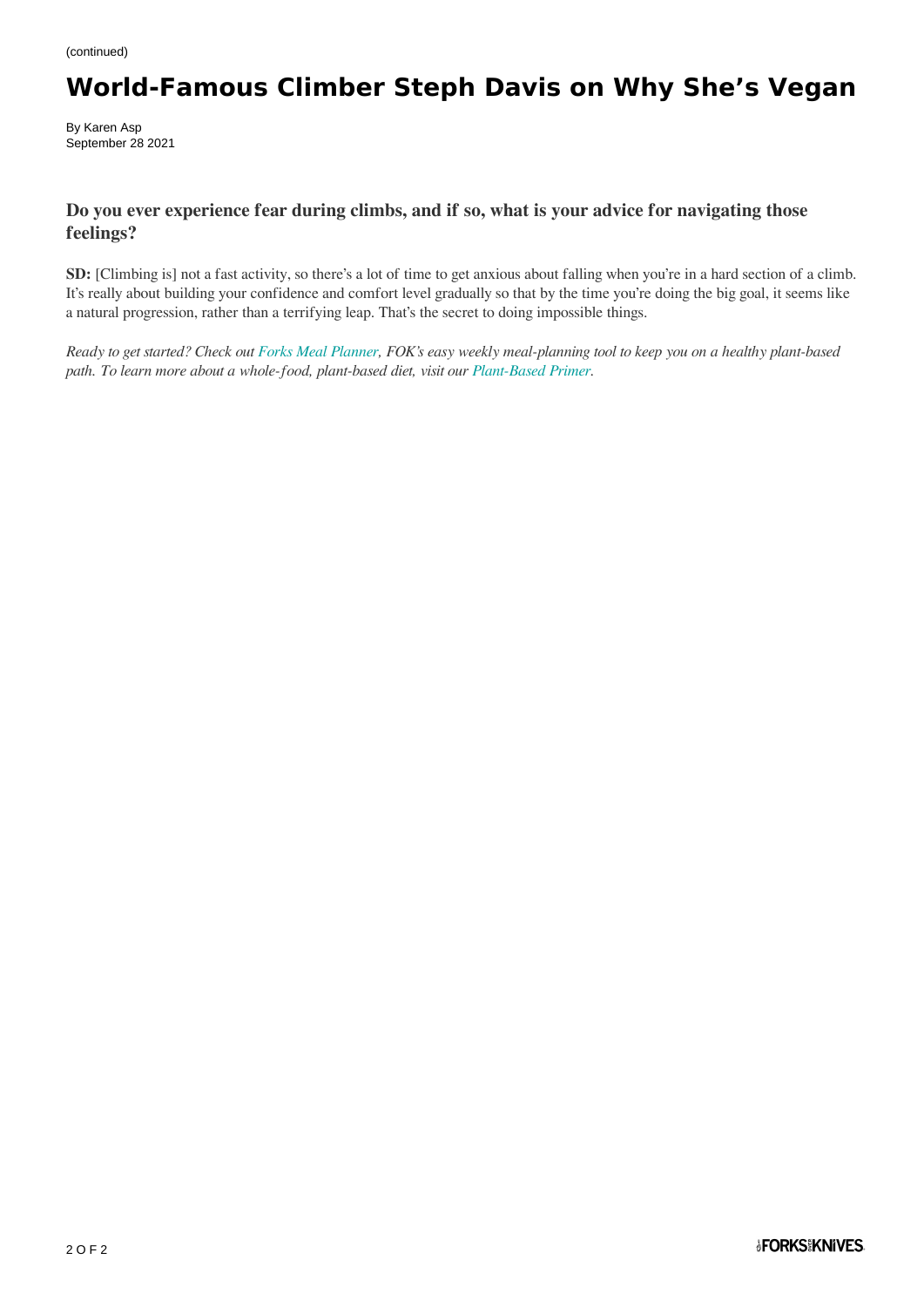(continued)

# World-Famous Climber Steph Davis on Why She's Vegan

By Karen Asp
September 28 2021

### Do you ever experience fear during climbs, and if so, what is your advice for navigating those feelings?

**SD:** [Climbing is] not a fast activity, so there's a lot of time to get anxious about falling when you're in a hard section of a climb. It's really about building your confidence and comfort level gradually so that by the time you're doing the big goal, it seems like a natural progression, rather than a terrifying leap. That's the secret to doing impossible things.

*Ready to get started? Check out Forks Meal Planner, FOK's easy weekly meal-planning tool to keep you on a healthy plant-based path. To learn more about a whole-food, plant-based diet, visit our Plant-Based Primer.*